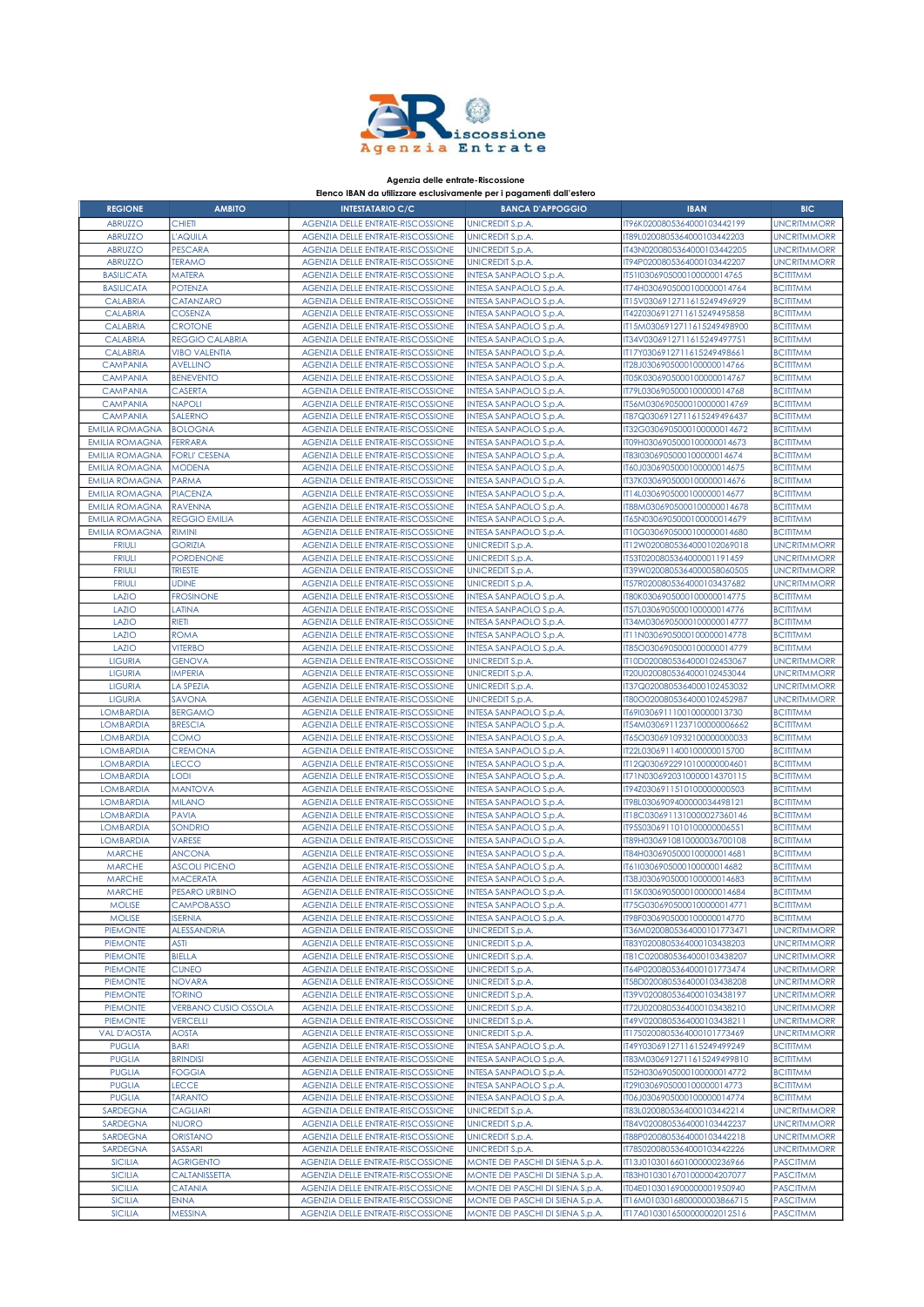Agenzia delle entrate-Riscossione

Elenco IBAN da utilizzare esclusivamente per i pagamenti dall'estero

| REGIONE | AMBITO | INTESTATARIO C/C | BANCA D'APPOGGIO | IBAN | BIC |
|---|---|---|---|---|---|
| ABRUZZO | CHIETI | AGENZIA DELLE ENTRATE-RISCOSSIONE | UNICREDIT S.p.A. | IT96K0200805364000103442199 | UNCRITMMORR |
| ABRUZZO | L'AQUILA | AGENZIA DELLE ENTRATE-RISCOSSIONE | UNICREDIT S.p.A. | IT89L0200805364000103442203 | UNCRITMMORR |
| ABRUZZO | PESCARA | AGENZIA DELLE ENTRATE-RISCOSSIONE | UNICREDIT S.p.A. | IT43N0200805364000103442205 | UNCRITMMORR |
| ABRUZZO | TERAMO | AGENZIA DELLE ENTRATE-RISCOSSIONE | UNICREDIT S.p.A. | IT94P0200805364000103442207 | UNCRITMMORR |
| BASILICATA | MATERA | AGENZIA DELLE ENTRATE-RISCOSSIONE | INTESA SANPAOLO S.p.A. | IT51I0306905000100000014765 | BCITITMM |
| BASILICATA | POTENZA | AGENZIA DELLE ENTRATE-RISCOSSIONE | INTESA SANPAOLO S.p.A. | IT74H0306905000100000014764 | BCITITMM |
| CALABRIA | CATANZARO | AGENZIA DELLE ENTRATE-RISCOSSIONE | INTESA SANPAOLO S.p.A. | IT15V0306912711615249496929 | BCITITMM |
| CALABRIA | COSENZA | AGENZIA DELLE ENTRATE-RISCOSSIONE | INTESA SANPAOLO S.p.A. | IT42Z0306912711615249495858 | BCITITMM |
| CALABRIA | CROTONE | AGENZIA DELLE ENTRATE-RISCOSSIONE | INTESA SANPAOLO S.p.A. | IT15M0306912711615249498900 | BCITITMM |
| CALABRIA | REGGIO CALABRIA | AGENZIA DELLE ENTRATE-RISCOSSIONE | INTESA SANPAOLO S.p.A. | IT34V0306912711615249497751 | BCITITMM |
| CALABRIA | VIBO VALENTIA | AGENZIA DELLE ENTRATE-RISCOSSIONE | INTESA SANPAOLO S.p.A. | IT17Y0306912711615249498661 | BCITITMM |
| CAMPANIA | AVELLINO | AGENZIA DELLE ENTRATE-RISCOSSIONE | INTESA SANPAOLO S.p.A. | IT28J0306905000100000014766 | BCITITMM |
| CAMPANIA | BENEVENTO | AGENZIA DELLE ENTRATE-RISCOSSIONE | INTESA SANPAOLO S.p.A. | IT05K0306905000100000014767 | BCITITMM |
| CAMPANIA | CASERTA | AGENZIA DELLE ENTRATE-RISCOSSIONE | INTESA SANPAOLO S.p.A. | IT79L0306905000100000014768 | BCITITMM |
| CAMPANIA | NAPOLI | AGENZIA DELLE ENTRATE-RISCOSSIONE | INTESA SANPAOLO S.p.A. | IT56M0306905000100000014769 | BCITITMM |
| CAMPANIA | SALERNO | AGENZIA DELLE ENTRATE-RISCOSSIONE | INTESA SANPAOLO S.p.A. | IT87Q0306912711615249496437 | BCITITMM |
| EMILIA ROMAGNA | BOLOGNA | AGENZIA DELLE ENTRATE-RISCOSSIONE | INTESA SANPAOLO S.p.A. | IT32G0306905000100000014672 | BCITITMM |
| EMILIA ROMAGNA | FERRARA | AGENZIA DELLE ENTRATE-RISCOSSIONE | INTESA SANPAOLO S.p.A. | IT09H0306905000100000014673 | BCITITMM |
| EMILIA ROMAGNA | FORLI' CESENA | AGENZIA DELLE ENTRATE-RISCOSSIONE | INTESA SANPAOLO S.p.A. | IT83I0306905000100000014674 | BCITITMM |
| EMILIA ROMAGNA | MODENA | AGENZIA DELLE ENTRATE-RISCOSSIONE | INTESA SANPAOLO S.p.A. | IT60J0306905000100000014675 | BCITITMM |
| EMILIA ROMAGNA | PARMA | AGENZIA DELLE ENTRATE-RISCOSSIONE | INTESA SANPAOLO S.p.A. | IT37K0306905000100000014676 | BCITITMM |
| EMILIA ROMAGNA | PIACENZA | AGENZIA DELLE ENTRATE-RISCOSSIONE | INTESA SANPAOLO S.p.A. | IT14L0306905000100000014677 | BCITITMM |
| EMILIA ROMAGNA | RAVENNA | AGENZIA DELLE ENTRATE-RISCOSSIONE | INTESA SANPAOLO S.p.A. | IT88M0306905000100000014678 | BCITITMM |
| EMILIA ROMAGNA | REGGIO EMILIA | AGENZIA DELLE ENTRATE-RISCOSSIONE | INTESA SANPAOLO S.p.A. | IT65N0306905000100000014679 | BCITITMM |
| EMILIA ROMAGNA | RIMINI | AGENZIA DELLE ENTRATE-RISCOSSIONE | INTESA SANPAOLO S.p.A. | IT10G0306905000100000014680 | BCITITMM |
| FRIULI | GORIZIA | AGENZIA DELLE ENTRATE-RISCOSSIONE | UNICREDIT S.p.A. | IT12W0200805364000102069018 | UNCRITMMORR |
| FRIULI | PORDENONE | AGENZIA DELLE ENTRATE-RISCOSSIONE | UNICREDIT S.p.A. | IT53T0200805364000001191459 | UNCRITMMORR |
| FRIULI | TRIESTE | AGENZIA DELLE ENTRATE-RISCOSSIONE | UNICREDIT S.p.A. | IT39W0200805364000058060505 | UNCRITMMORR |
| FRIULI | UDINE | AGENZIA DELLE ENTRATE-RISCOSSIONE | UNICREDIT S.p.A. | IT57R0200805364000103437682 | UNCRITMMORR |
| LAZIO | FROSINONE | AGENZIA DELLE ENTRATE-RISCOSSIONE | INTESA SANPAOLO S.p.A. | IT80K0306905000100000014775 | BCITITMM |
| LAZIO | LATINA | AGENZIA DELLE ENTRATE-RISCOSSIONE | INTESA SANPAOLO S.p.A. | IT57L0306905000100000014776 | BCITITMM |
| LAZIO | RIETI | AGENZIA DELLE ENTRATE-RISCOSSIONE | INTESA SANPAOLO S.p.A. | IT34M0306905000100000014777 | BCITITMM |
| LAZIO | ROMA | AGENZIA DELLE ENTRATE-RISCOSSIONE | INTESA SANPAOLO S.p.A. | IT11N0306905000100000014778 | BCITITMM |
| LAZIO | VITERBO | AGENZIA DELLE ENTRATE-RISCOSSIONE | INTESA SANPAOLO S.p.A. | IT85O0306905000100000014779 | BCITITMM |
| LIGURIA | GENOVA | AGENZIA DELLE ENTRATE-RISCOSSIONE | UNICREDIT S.p.A. | IT10D0200805364000102453067 | UNCRITMMORR |
| LIGURIA | IMPERIA | AGENZIA DELLE ENTRATE-RISCOSSIONE | UNICREDIT S.p.A. | IT20U0200805364000102453044 | UNCRITMMORR |
| LIGURIA | LA SPEZIA | AGENZIA DELLE ENTRATE-RISCOSSIONE | UNICREDIT S.p.A. | IT37Q0200805364000102453032 | UNCRITMMORR |
| LIGURIA | SAVONA | AGENZIA DELLE ENTRATE-RISCOSSIONE | UNICREDIT S.p.A. | IT80O0200805364000102452987 | UNCRITMMORR |
| LOMBARDIA | BERGAMO | AGENZIA DELLE ENTRATE-RISCOSSIONE | INTESA SANPAOLO S.p.A. | IT69I0306911100100000013730 | BCITITMM |
| LOMBARDIA | BRESCIA | AGENZIA DELLE ENTRATE-RISCOSSIONE | INTESA SANPAOLO S.p.A. | IT54M0306911237100000006662 | BCITITMM |
| LOMBARDIA | COMO | AGENZIA DELLE ENTRATE-RISCOSSIONE | INTESA SANPAOLO S.p.A. | IT65O0306910932100000000033 | BCITITMM |
| LOMBARDIA | CREMONA | AGENZIA DELLE ENTRATE-RISCOSSIONE | INTESA SANPAOLO S.p.A. | IT22L0306911400100000015700 | BCITITMM |
| LOMBARDIA | LECCO | AGENZIA DELLE ENTRATE-RISCOSSIONE | INTESA SANPAOLO S.p.A. | IT12Q0306922910100000004601 | BCITITMM |
| LOMBARDIA | LODI | AGENZIA DELLE ENTRATE-RISCOSSIONE | INTESA SANPAOLO S.p.A. | IT71N0306920310000014370115 | BCITITMM |
| LOMBARDIA | MANTOVA | AGENZIA DELLE ENTRATE-RISCOSSIONE | INTESA SANPAOLO S.p.A. | IT94Z0306911510100000000503 | BCITITMM |
| LOMBARDIA | MILANO | AGENZIA DELLE ENTRATE-RISCOSSIONE | INTESA SANPAOLO S.p.A. | IT98L0306909400000034498121 | BCITITMM |
| LOMBARDIA | PAVIA | AGENZIA DELLE ENTRATE-RISCOSSIONE | INTESA SANPAOLO S.p.A. | IT18C0306911310000027360146 | BCITITMM |
| LOMBARDIA | SONDRIO | AGENZIA DELLE ENTRATE-RISCOSSIONE | INTESA SANPAOLO S.p.A. | IT95S0306911010100000006551 | BCITITMM |
| LOMBARDIA | VARESE | AGENZIA DELLE ENTRATE-RISCOSSIONE | INTESA SANPAOLO S.p.A. | IT89H0306910810000036700108 | BCITITMM |
| MARCHE | ANCONA | AGENZIA DELLE ENTRATE-RISCOSSIONE | INTESA SANPAOLO S.p.A. | IT84H0306905000100000014681 | BCITITMM |
| MARCHE | ASCOLI PICENO | AGENZIA DELLE ENTRATE-RISCOSSIONE | INTESA SANPAOLO S.p.A. | IT61I0306905000100000014682 | BCITITMM |
| MARCHE | MACERATA | AGENZIA DELLE ENTRATE-RISCOSSIONE | INTESA SANPAOLO S.p.A. | IT38J0306905000100000014683 | BCITITMM |
| MARCHE | PESARO URBINO | AGENZIA DELLE ENTRATE-RISCOSSIONE | INTESA SANPAOLO S.p.A. | IT15K0306905000100000014684 | BCITITMM |
| MOLISE | CAMPOBASSO | AGENZIA DELLE ENTRATE-RISCOSSIONE | INTESA SANPAOLO S.p.A. | IT75G0306905000100000014771 | BCITITMM |
| MOLISE | ISERNIA | AGENZIA DELLE ENTRATE-RISCOSSIONE | INTESA SANPAOLO S.p.A. | IT98F0306905000100000014770 | BCITITMM |
| PIEMONTE | ALESSANDRIA | AGENZIA DELLE ENTRATE-RISCOSSIONE | UNICREDIT S.p.A. | IT36M0200805364000101773471 | UNCRITMMORR |
| PIEMONTE | ASTI | AGENZIA DELLE ENTRATE-RISCOSSIONE | UNICREDIT S.p.A. | IT83Y0200805364000103438203 | UNCRITMMORR |
| PIEMONTE | BIELLA | AGENZIA DELLE ENTRATE-RISCOSSIONE | UNICREDIT S.p.A. | IT81C0200805364000103438207 | UNCRITMMORR |
| PIEMONTE | CUNEO | AGENZIA DELLE ENTRATE-RISCOSSIONE | UNICREDIT S.p.A. | IT64P0200805364000101773474 | UNCRITMMORR |
| PIEMONTE | NOVARA | AGENZIA DELLE ENTRATE-RISCOSSIONE | UNICREDIT S.p.A. | IT58D0200805364000103438208 | UNCRITMMORR |
| PIEMONTE | TORINO | AGENZIA DELLE ENTRATE-RISCOSSIONE | UNICREDIT S.p.A. | IT39V0200805364000103438197 | UNCRITMMORR |
| PIEMONTE | VERBANO CUSIO OSSOLA | AGENZIA DELLE ENTRATE-RISCOSSIONE | UNICREDIT S.p.A. | IT72U0200805364000103438210 | UNCRITMMORR |
| PIEMONTE | VERCELLI | AGENZIA DELLE ENTRATE-RISCOSSIONE | UNICREDIT S.p.A. | IT49V0200805364000103438211 | UNCRITMMORR |
| VAL D'AOSTA | AOSTA | AGENZIA DELLE ENTRATE-RISCOSSIONE | UNICREDIT S.p.A. | IT17S0200805364000101773469 | UNCRITMMORR |
| PUGLIA | BARI | AGENZIA DELLE ENTRATE-RISCOSSIONE | INTESA SANPAOLO S.p.A. | IT49Y0306912711615249499249 | BCITITMM |
| PUGLIA | BRINDISI | AGENZIA DELLE ENTRATE-RISCOSSIONE | INTESA SANPAOLO S.p.A. | IT83M0306912711615249499810 | BCITITMM |
| PUGLIA | FOGGIA | AGENZIA DELLE ENTRATE-RISCOSSIONE | INTESA SANPAOLO S.p.A. | IT52H0306905000100000014772 | BCITITMM |
| PUGLIA | LECCE | AGENZIA DELLE ENTRATE-RISCOSSIONE | INTESA SANPAOLO S.p.A. | IT29I0306905000100000014773 | BCITITMM |
| PUGLIA | TARANTO | AGENZIA DELLE ENTRATE-RISCOSSIONE | INTESA SANPAOLO S.p.A. | IT06J0306905000100000014774 | BCITITMM |
| SARDEGNA | CAGLIARI | AGENZIA DELLE ENTRATE-RISCOSSIONE | UNICREDIT S.p.A. | IT83L0200805364000103442214 | UNCRITMMORR |
| SARDEGNA | NUORO | AGENZIA DELLE ENTRATE-RISCOSSIONE | UNICREDIT S.p.A. | IT84V0200805364000103442237 | UNCRITMMORR |
| SARDEGNA | ORISTANO | AGENZIA DELLE ENTRATE-RISCOSSIONE | UNICREDIT S.p.A. | IT88P0200805364000103442218 | UNCRITMMORR |
| SARDEGNA | SASSARI | AGENZIA DELLE ENTRATE-RISCOSSIONE | UNICREDIT S.p.A. | IT78S0200805364000103442226 | UNCRITMMORR |
| SICILIA | AGRIGENTO | AGENZIA DELLE ENTRATE-RISCOSSIONE | MONTE DEI PASCHI DI SIENA S.p.A. | IT13J0103016601000000236966 | PASCITMM |
| SICILIA | CALTANISSETTA | AGENZIA DELLE ENTRATE-RISCOSSIONE | MONTE DEI PASCHI DI SIENA S.p.A. | IT83H0103016701000004207077 | PASCITMM |
| SICILIA | CATANIA | AGENZIA DELLE ENTRATE-RISCOSSIONE | MONTE DEI PASCHI DI SIENA S.p.A. | IT04E0103016900000001950940 | PASCITMM |
| SICILIA | ENNA | AGENZIA DELLE ENTRATE-RISCOSSIONE | MONTE DEI PASCHI DI SIENA S.p.A. | IT16M0103016800000003866715 | PASCITMM |
| SICILIA | MESSINA | AGENZIA DELLE ENTRATE-RISCOSSIONE | MONTE DEI PASCHI DI SIENA S.p.A. | IT17A0103016500000002012516 | PASCITMM |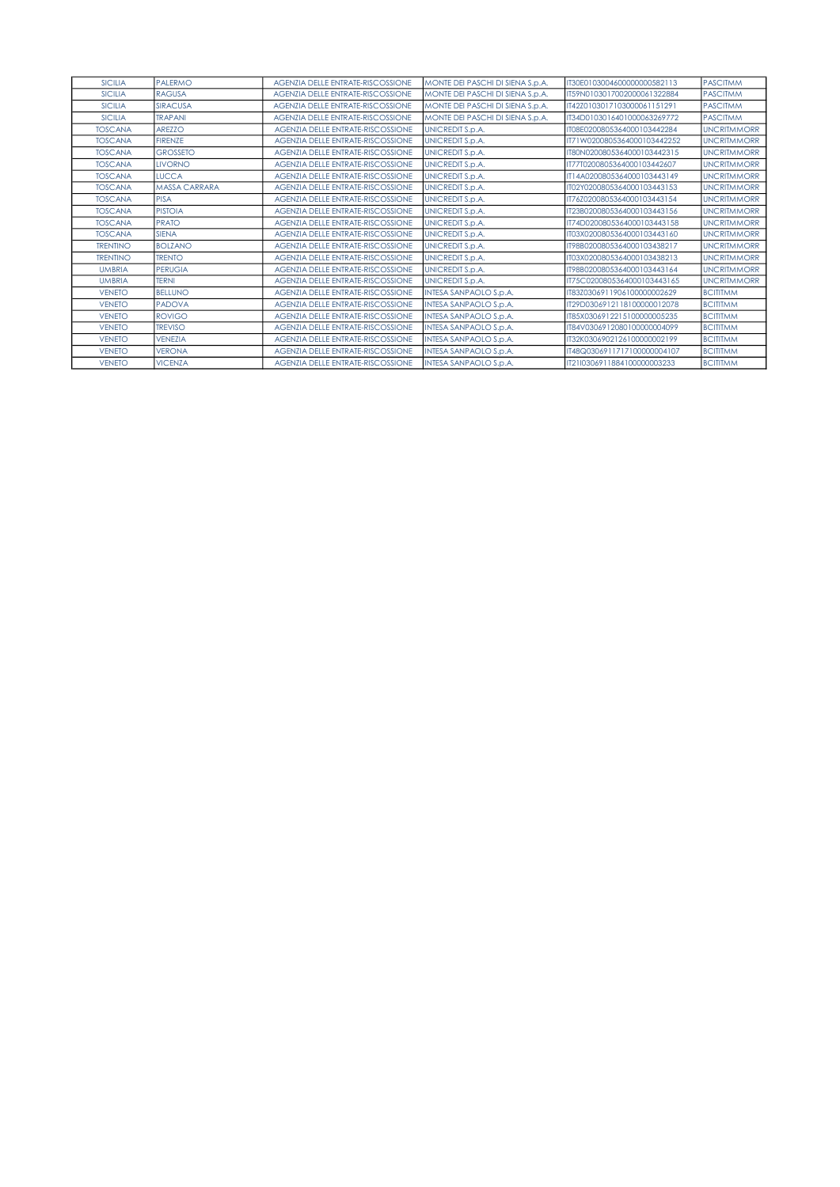| | | | | | |
|---|---|---|---|---|---|
| SICILIA | PALERMO | AGENZIA DELLE ENTRATE-RISCOSSIONE | MONTE DEI PASCHI DI SIENA S.p.A. | IT30E0103004600000000582113 | PASCITMM |
| SICILIA | RAGUSA | AGENZIA DELLE ENTRATE-RISCOSSIONE | MONTE DEI PASCHI DI SIENA S.p.A. | IT59N0103017002000061322884 | PASCITMM |
| SICILIA | SIRACUSA | AGENZIA DELLE ENTRATE-RISCOSSIONE | MONTE DEI PASCHI DI SIENA S.p.A. | IT42Z0103017103000061151291 | PASCITMM |
| SICILIA | TRAPANI | AGENZIA DELLE ENTRATE-RISCOSSIONE | MONTE DEI PASCHI DI SIENA S.p.A. | IT34D0103016401000063269772 | PASCITMM |
| TOSCANA | AREZZO | AGENZIA DELLE ENTRATE-RISCOSSIONE | UNICREDIT S.p.A. | IT08E0200805364000103442284 | UNCRITMMORR |
| TOSCANA | FIRENZE | AGENZIA DELLE ENTRATE-RISCOSSIONE | UNICREDIT S.p.A. | IT71W0200805364000103442252 | UNCRITMMORR |
| TOSCANA | GROSSETO | AGENZIA DELLE ENTRATE-RISCOSSIONE | UNICREDIT S.p.A. | IT80N0200805364000103442315 | UNCRITMMORR |
| TOSCANA | LIVORNO | AGENZIA DELLE ENTRATE-RISCOSSIONE | UNICREDIT S.p.A. | IT77T0200805364000103442607 | UNCRITMMORR |
| TOSCANA | LUCCA | AGENZIA DELLE ENTRATE-RISCOSSIONE | UNICREDIT S.p.A. | IT14A0200805364000103443149 | UNCRITMMORR |
| TOSCANA | MASSA CARRARA | AGENZIA DELLE ENTRATE-RISCOSSIONE | UNICREDIT S.p.A. | IT02Y0200805364000103443153 | UNCRITMMORR |
| TOSCANA | PISA | AGENZIA DELLE ENTRATE-RISCOSSIONE | UNICREDIT S.p.A. | IT76Z0200805364000103443154 | UNCRITMMORR |
| TOSCANA | PISTOIA | AGENZIA DELLE ENTRATE-RISCOSSIONE | UNICREDIT S.p.A. | IT23B0200805364000103443156 | UNCRITMMORR |
| TOSCANA | PRATO | AGENZIA DELLE ENTRATE-RISCOSSIONE | UNICREDIT S.p.A. | IT74D0200805364000103443158 | UNCRITMMORR |
| TOSCANA | SIENA | AGENZIA DELLE ENTRATE-RISCOSSIONE | UNICREDIT S.p.A. | IT03X0200805364000103443160 | UNCRITMMORR |
| TRENTINO | BOLZANO | AGENZIA DELLE ENTRATE-RISCOSSIONE | UNICREDIT S.p.A. | IT98B0200805364000103438217 | UNCRITMMORR |
| TRENTINO | TRENTO | AGENZIA DELLE ENTRATE-RISCOSSIONE | UNICREDIT S.p.A. | IT03X0200805364000103438213 | UNCRITMMORR |
| UMBRIA | PERUGIA | AGENZIA DELLE ENTRATE-RISCOSSIONE | UNICREDIT S.p.A. | IT98B0200805364000103443164 | UNCRITMMORR |
| UMBRIA | TERNI | AGENZIA DELLE ENTRATE-RISCOSSIONE | UNICREDIT S.p.A. | IT75C0200805364000103443165 | UNCRITMMORR |
| VENETO | BELLUNO | AGENZIA DELLE ENTRATE-RISCOSSIONE | INTESA SANPAOLO S.p.A. | IT83Z0306911906100000002629 | BCITITMM |
| VENETO | PADOVA | AGENZIA DELLE ENTRATE-RISCOSSIONE | INTESA SANPAOLO S.p.A. | IT29D0306912118100000012078 | BCITITMM |
| VENETO | ROVIGO | AGENZIA DELLE ENTRATE-RISCOSSIONE | INTESA SANPAOLO S.p.A. | IT85X0306912215100000005235 | BCITITMM |
| VENETO | TREVISO | AGENZIA DELLE ENTRATE-RISCOSSIONE | INTESA SANPAOLO S.p.A. | IT84V0306912080100000004099 | BCITITMM |
| VENETO | VENEZIA | AGENZIA DELLE ENTRATE-RISCOSSIONE | INTESA SANPAOLO S.p.A. | IT32K0306902126100000002199 | BCITITMM |
| VENETO | VERONA | AGENZIA DELLE ENTRATE-RISCOSSIONE | INTESA SANPAOLO S.p.A. | IT48Q0306911717100000004107 | BCITITMM |
| VENETO | VICENZA | AGENZIA DELLE ENTRATE-RISCOSSIONE | INTESA SANPAOLO S.p.A. | IT21I0306911884100000003233 | BCITITMM |